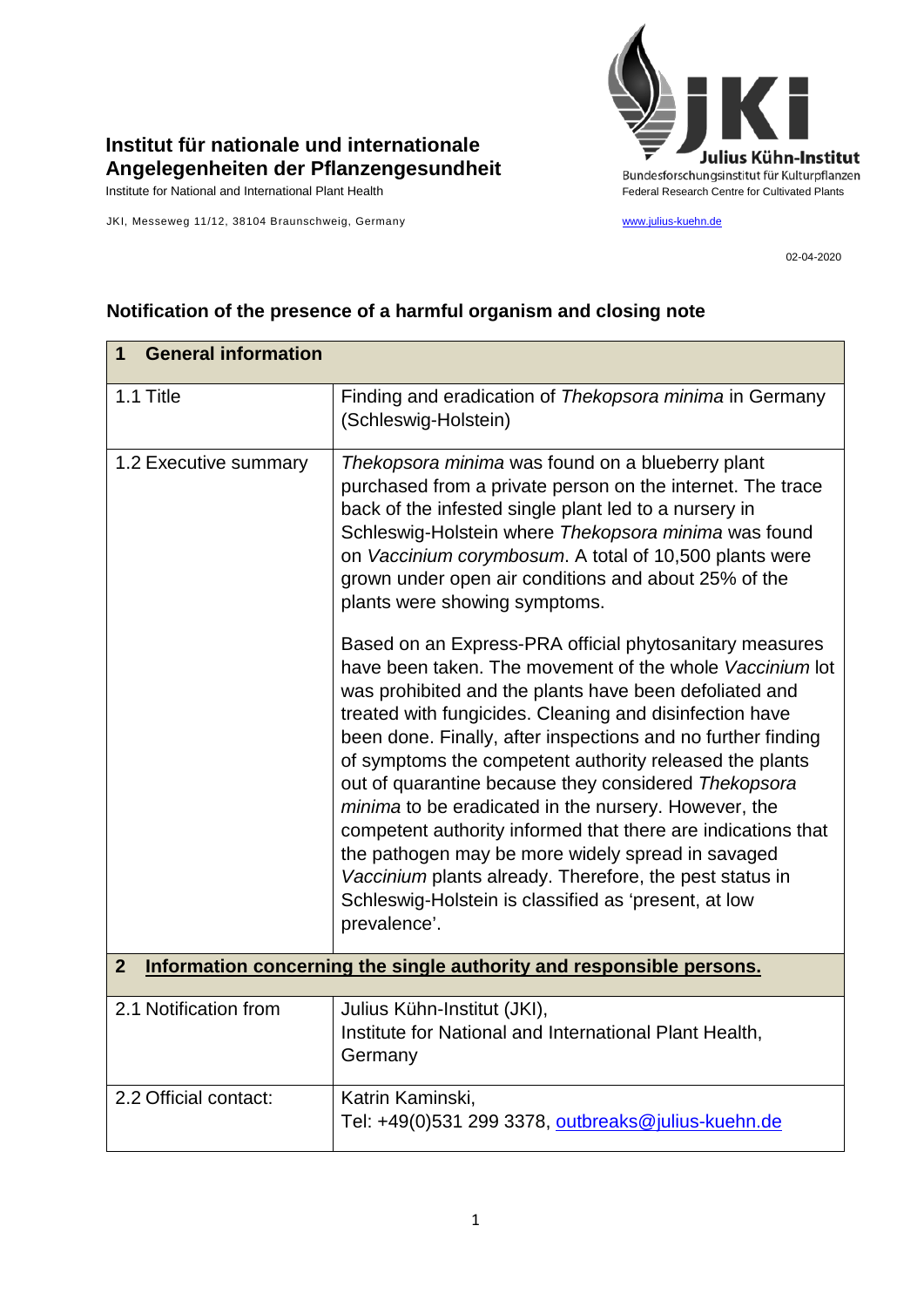**Institut für nationale und internationale Angelegenheiten der Pflanzengesundheit**

Institute for National and International Plant Health

JKI, Messeweg 11/12, 38104 Braunschweig, Germany

Julius Kühn-Institut
Bundesforschungsinstitut für Kulturpflanzen
Federal Research Centre for Cultivated Plants

www.julius-kuehn.de

02-04-2020

## Notification of the presence of a harmful organism and closing note

| **1 General information** | |
|---|---|
| 1.1 Title | Finding and eradication of *Thekopsora minima* in Germany (Schleswig-Holstein) |
| 1.2 Executive summary | *Thekopsora minima* was found on a blueberry plant purchased from a private person on the internet. The trace back of the infested single plant led to a nursery in Schleswig-Holstein where *Thekopsora minima* was found on *Vaccinium corymbosum*. A total of 10,500 plants were grown under open air conditions and about 25% of the plants were showing symptoms.<br><br>Based on an Express-PRA official phytosanitary measures have been taken. The movement of the whole *Vaccinium* lot was prohibited and the plants have been defoliated and treated with fungicides. Cleaning and disinfection have been done. Finally, after inspections and no further finding of symptoms the competent authority released the plants out of quarantine because they considered *Thekopsora minima* to be eradicated in the nursery. However, the competent authority informed that there are indications that the pathogen may be more widely spread in savaged *Vaccinium* plants already. Therefore, the pest status in Schleswig-Holstein is classified as 'present, at low prevalence'. |
| **2 Information concerning the single authority and responsible persons.** | |
| 2.1 Notification from | Julius Kühn-Institut (JKI),<br>Institute for National and International Plant Health, Germany |
| 2.2 Official contact: | Katrin Kaminski,<br>Tel: +49(0)531 299 3378, outbreaks@julius-kuehn.de |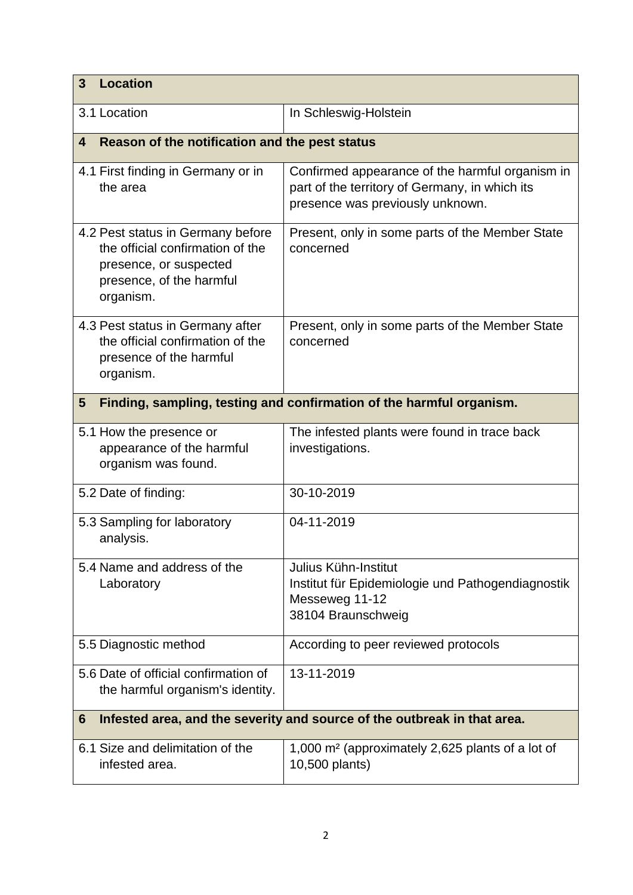| **3 Location** | |
|---|---|
| 3.1 Location | In Schleswig-Holstein |
| **4 Reason of the notification and the pest status** | |
| 4.1 First finding in Germany or in the area | Confirmed appearance of the harmful organism in part of the territory of Germany, in which its presence was previously unknown. |
| 4.2 Pest status in Germany before the official confirmation of the presence, or suspected presence, of the harmful organism. | Present, only in some parts of the Member State concerned |
| 4.3 Pest status in Germany after the official confirmation of the presence of the harmful organism. | Present, only in some parts of the Member State concerned |
| **5 Finding, sampling, testing and confirmation of the harmful organism.** | |
| 5.1 How the presence or appearance of the harmful organism was found. | The infested plants were found in trace back investigations. |
| 5.2 Date of finding: | 30-10-2019 |
| 5.3 Sampling for laboratory analysis. | 04-11-2019 |
| 5.4 Name and address of the Laboratory | Julius Kühn-Institut<br>Institut für Epidemiologie und Pathogendiagnostik<br>Messeweg 11-12<br>38104 Braunschweig |
| 5.5 Diagnostic method | According to peer reviewed protocols |
| 5.6 Date of official confirmation of the harmful organism's identity. | 13-11-2019 |
| **6 Infested area, and the severity and source of the outbreak in that area.** | |
| 6.1 Size and delimitation of the infested area. | 1,000 m² (approximately 2,625 plants of a lot of 10,500 plants) |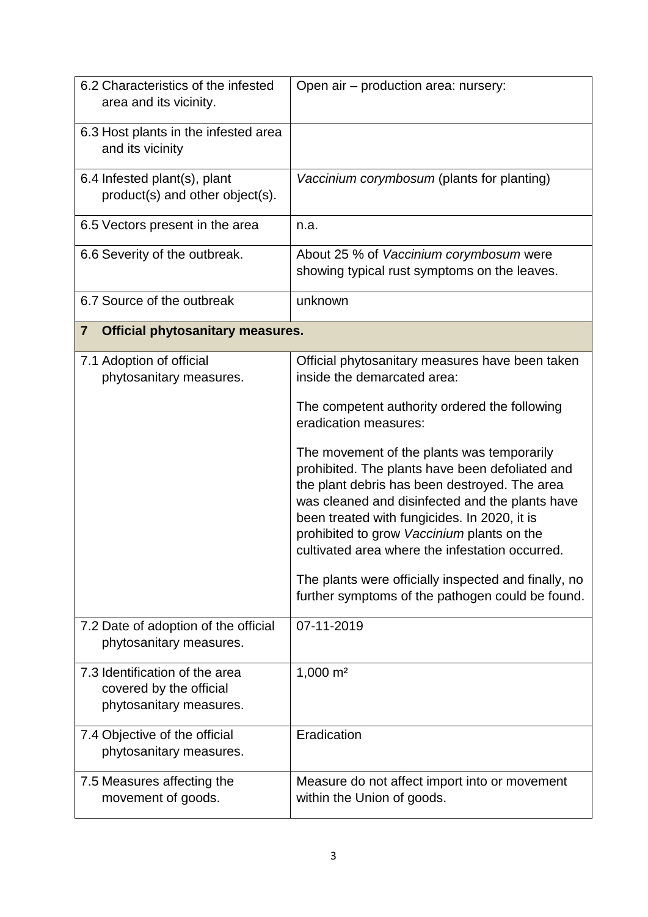| | |
|---|---|
| 6.2 Characteristics of the infested area and its vicinity. | Open air – production area: nursery: |
| 6.3 Host plants in the infested area and its vicinity | |
| 6.4 Infested plant(s), plant product(s) and other object(s). | *Vaccinium corymbosum* (plants for planting) |
| 6.5 Vectors present in the area | n.a. |
| 6.6 Severity of the outbreak. | About 25 % of *Vaccinium corymbosum* were showing typical rust symptoms on the leaves. |
| 6.7 Source of the outbreak | unknown |
| **7 Official phytosanitary measures.** | |
| 7.1 Adoption of official phytosanitary measures. | Official phytosanitary measures have been taken inside the demarcated area:<br><br>The competent authority ordered the following eradication measures:<br><br>The movement of the plants was temporarily prohibited. The plants have been defoliated and the plant debris has been destroyed. The area was cleaned and disinfected and the plants have been treated with fungicides. In 2020, it is prohibited to grow *Vaccinium* plants on the cultivated area where the infestation occurred.<br><br>The plants were officially inspected and finally, no further symptoms of the pathogen could be found. |
| 7.2 Date of adoption of the official phytosanitary measures. | 07-11-2019 |
| 7.3 Identification of the area covered by the official phytosanitary measures. | 1,000 m² |
| 7.4 Objective of the official phytosanitary measures. | Eradication |
| 7.5 Measures affecting the movement of goods. | Measure do not affect import into or movement within the Union of goods. |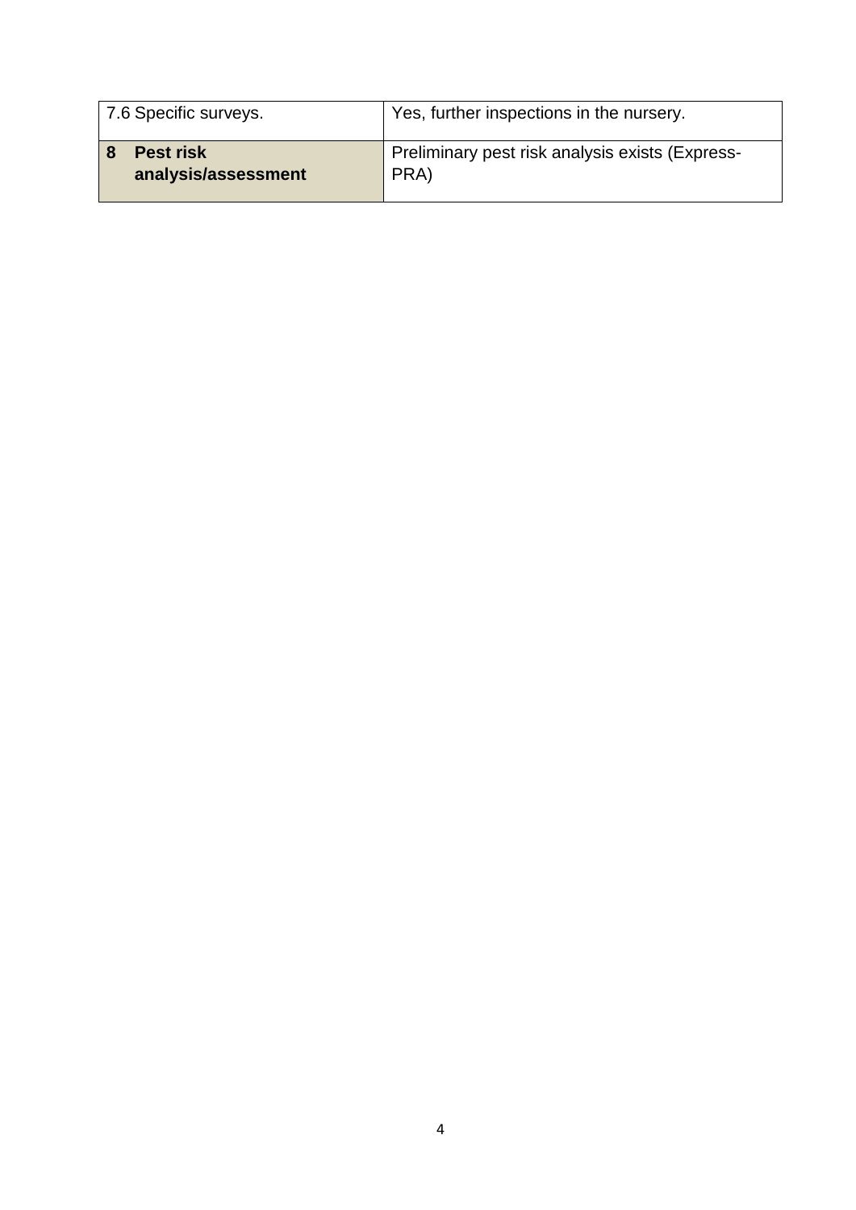| | |
|---|---|
| 7.6 Specific surveys. | Yes, further inspections in the nursery. |
| **8 Pest risk analysis/assessment** | Preliminary pest risk analysis exists (Express-PRA) |